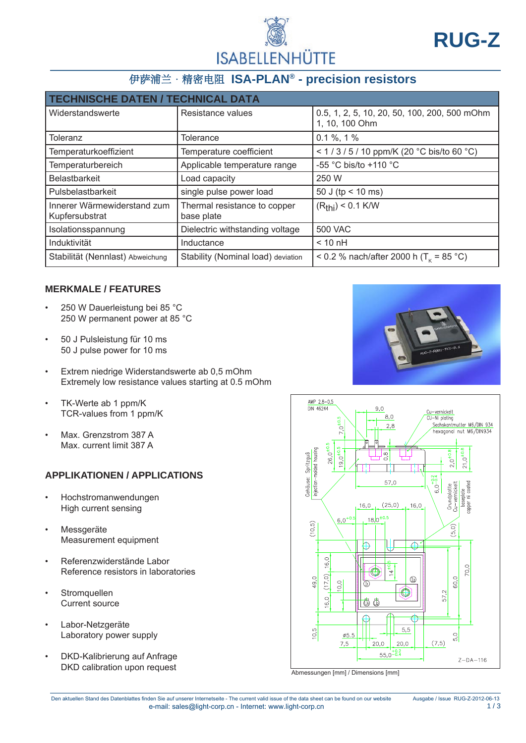# RUG-Z

## ISABELLENHÜTTE

## 伊萨浦兰 · 精密电阻 ISA-PLAN® - precision resistors

| TECHNISCHE DATEN / TECHNICAL DATA | | |
|---|---|---|
| Widerstandswerte | Resistance values | 0.5, 1, 2, 5, 10, 20, 50, 100, 200, 500 mOhm 1, 10, 100 Ohm |
| Toleranz | Tolerance | 0.1 %, 1 % |
| Temperaturkoeffizient | Temperature coefficient | < 1 / 3 / 5 / 10 ppm/K (20 °C bis/to 60 °C) |
| Temperaturbereich | Applicable temperature range | -55 °C bis/to +110 °C |
| Belastbarkeit | Load capacity | 250 W |
| Pulsbelastbarkeit | single pulse power load | 50 J (tp < 10 ms) |
| Innerer Wärmewiderstand zum Kupfersubstrat | Thermal resistance to copper base plate | ($R_{thi}$) < 0.1 K/W |
| Isolationsspannung | Dielectric withstanding voltage | 500 VAC |
| Induktivität | Inductance | < 10 nH |
| Stabilität (Nennlast) Abweichung | Stability (Nominal load) deviation | < 0.2 % nach/after 2000 h ($T_K$ = 85 °C) |

### MERKMALE / FEATURES

- 250 W Dauerleistung bei 85 °C
  250 W permanent power at 85 °C
- 50 J Pulsleistung für 10 ms
  50 J pulse power for 10 ms
- Extrem niedrige Widerstandswerte ab 0,5 mOhm
  Extremely low resistance values starting at 0.5 mOhm
- TK-Werte ab 1 ppm/K
  TCR-values from 1 ppm/K
- Max. Grenzstrom 387 A
  Max. current limit 387 A

### APPLIKATIONEN / APPLICATIONS

- Hochstromanwendungen
  High current sensing
- Messgeräte
  Measurement equipment
- Referenzwiderstände Labor
  Reference resistors in laboratories
- Stromquellen
  Current source
- Labor-Netzgeräte
  Laboratory power supply
- DKD-Kalibrierung auf Anfrage
  DKD calibration upon request

Abmessungen [mm] / Dimensions [mm]

Den aktuellen Stand des Datenblattes finden Sie auf unserer Internetseite - The current valid issue of the data sheet can be found on our website
e-mail: sales@light-corp.cn - Internet: www.light-corp.cn

Ausgabe / Issue RUG-Z-2012-06-13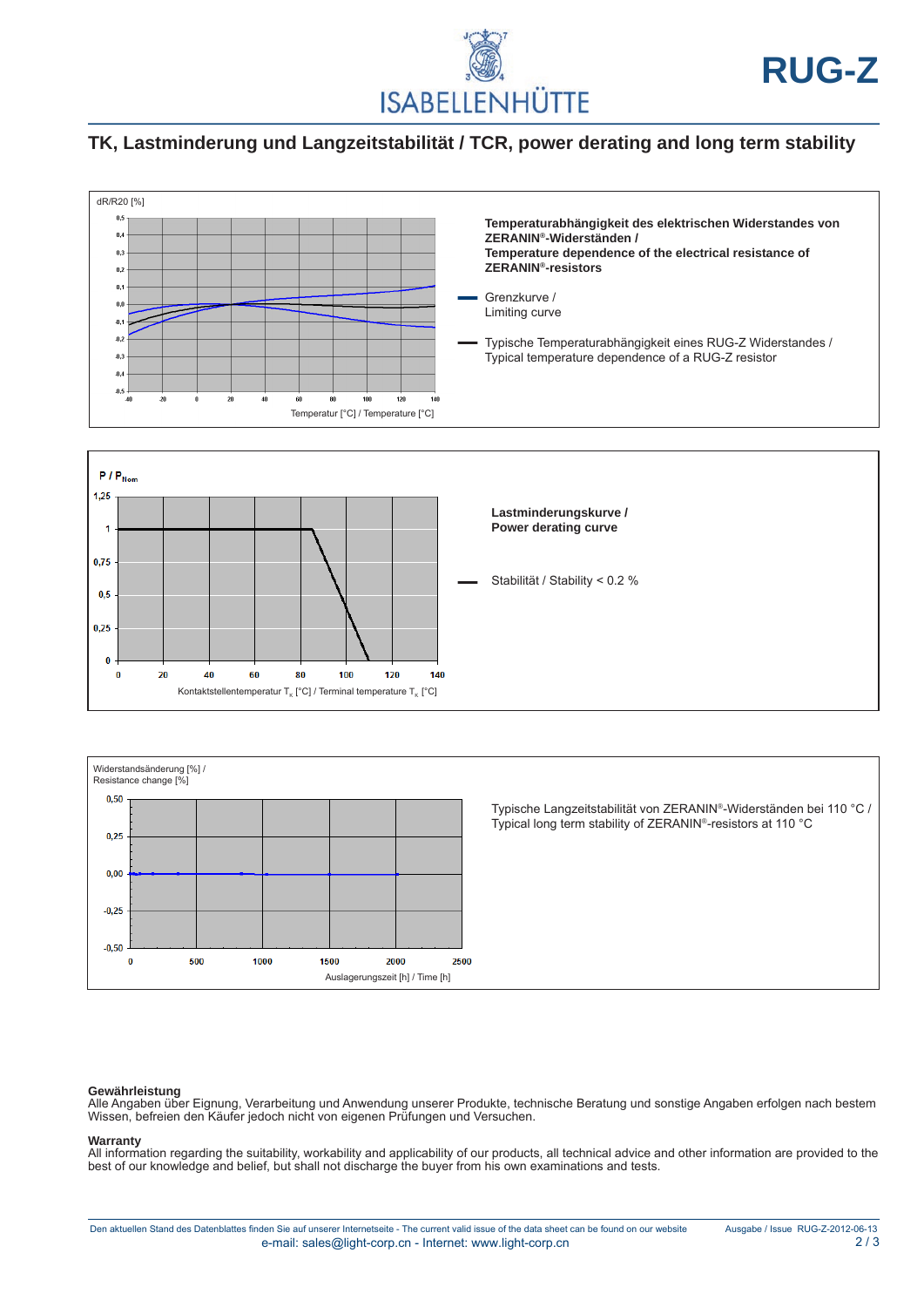## TK, Lastminderung und Langzeitstabilität / TCR, power derating and long term stability

dR/R20 [%]

Temperatur [°C] / Temperature [°C]

**Temperaturabhängigkeit des elektrischen Widerstandes von ZERANIN®-Widerständen /**
**Temperature dependence of the electrical resistance of ZERANIN®-resistors**

Grenzkurve /
Limiting curve

Typische Temperaturabhängigkeit eines RUG-Z Widerstandes /
Typical temperature dependence of a RUG-Z resistor

$P / P_{Nom}$

Kontaktstellentemperatur $T_K$ [°C] / Terminal temperature $T_K$ [°C]

**Lastminderungskurve /**
**Power derating curve**

Stabilität / Stability < 0.2 %

Widerstandsänderung [%] /
Resistance change [%]

Auslagerungszeit [h] / Time [h]

Typische Langzeitstabilität von ZERANIN®-Widerständen bei 110 °C /
Typical long term stability of ZERANIN®-resistors at 110 °C

**Gewährleistung**
Alle Angaben über Eignung, Verarbeitung und Anwendung unserer Produkte, technische Beratung und sonstige Angaben erfolgen nach bestem Wissen, befreien den Käufer jedoch nicht von eigenen Prüfungen und Versuchen.

**Warranty**
All information regarding the suitability, workability and applicability of our products, all technical advice and other information are provided to the best of our knowledge and belief, but shall not discharge the buyer from his own examinations and tests.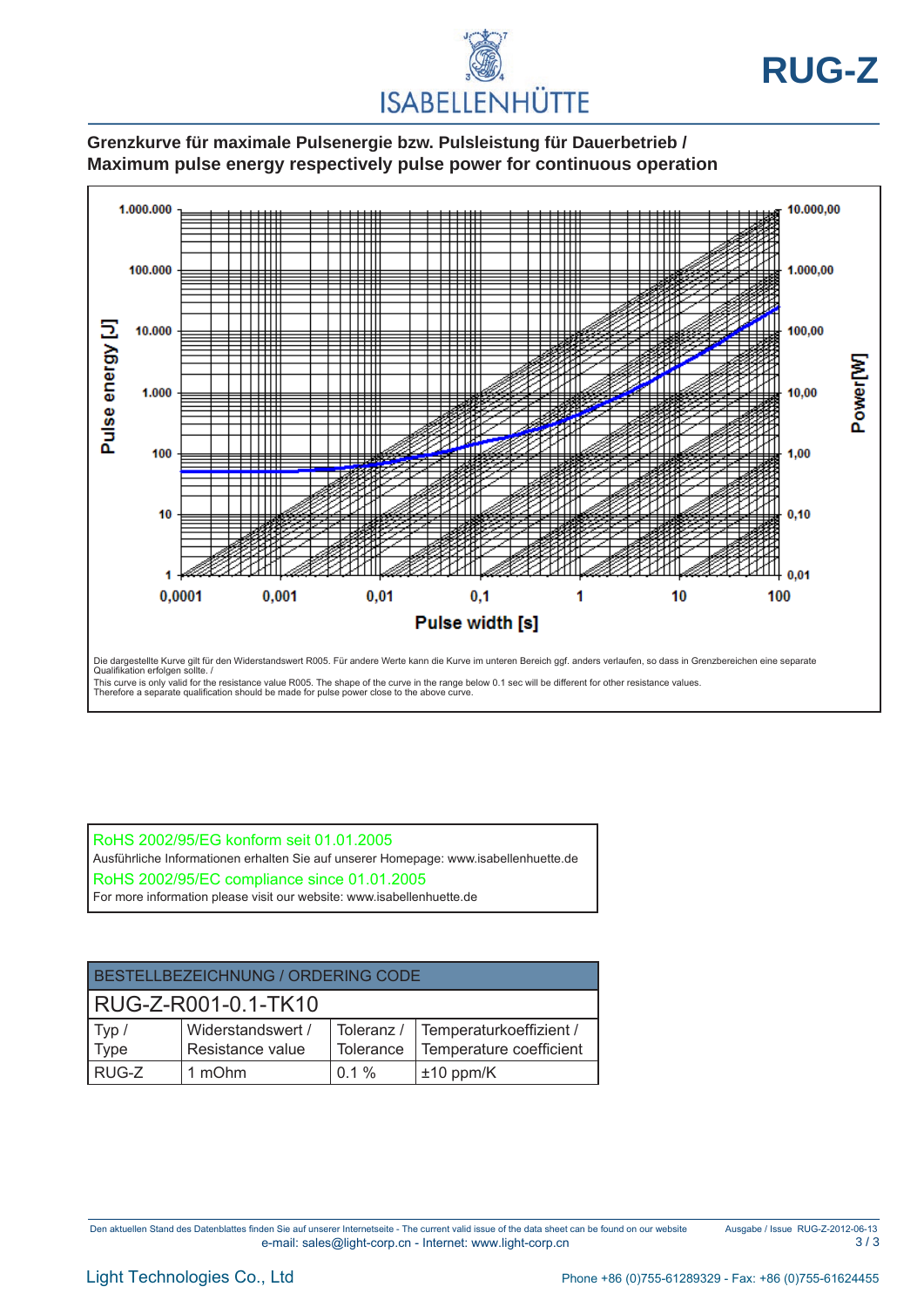**RUG-Z**

## Grenzkurve für maximale Pulsenergie bzw. Pulsleistung für Dauerbetrieb / Maximum pulse energy respectively pulse power for continuous operation

Pulse energy [J]

1.000.000
100.000
10.000
1.000
100
10
1

Power [W]

10.000,00
1.000,00
100,00
10,00
1,00
0,10
0,01

0,0001 0,001 0,01 0,1 1 10 100

Pulse width [s]

Die dargestellte Kurve gilt für den Widerstandswert R005. Für andere Werte kann die Kurve im unteren Bereich ggf. anders verlaufen, so dass in Grenzbereichen eine separate Qualifikation erfolgen sollte. /
This curve is only valid for the resistance value R005. The shape of the curve in the range below 0.1 sec will be different for other resistance values.
Therefore a separate qualification should be made for pulse power close to the above curve.

---

RoHS 2002/95/EG konform seit 01.01.2005
Ausführliche Informationen erhalten Sie auf unserer Homepage: www.isabellenhuette.de
RoHS 2002/95/EC compliance since 01.01.2005
For more information please visit our website: www.isabellenhuette.de

---

| BESTELLBEZEICHNUNG / ORDERING CODE | | | |
|---|---|---|---|
| RUG-Z-R001-0.1-TK10 | | | |
| Typ / Type | Widerstandswert / Resistance value | Toleranz / Tolerance | Temperaturkoeffizient / Temperature coefficient |
| RUG-Z | 1 mOhm | 0.1 % | ±10 ppm/K |

Den aktuellen Stand des Datenblattes finden Sie auf unserer Internetseite - The current valid issue of the data sheet can be found on our website
e-mail: sales@light-corp.cn - Internet: www.light-corp.cn
Ausgabe / Issue RUG-Z-2012-06-13

Light Technologies Co., Ltd
Phone +86 (0)755-61289329 - Fax: +86 (0)755-61624455